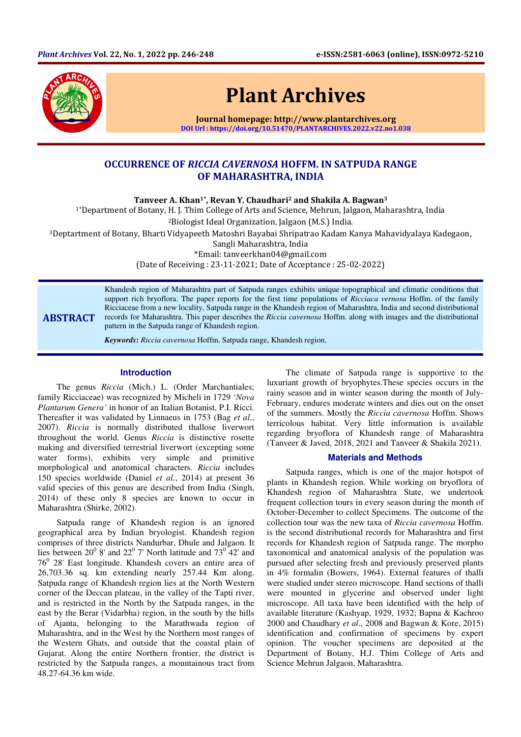# OCCURRENCE OF *RICCIA CAVERNOSA* HOFFM. IN SATPUDA RANGE OF MAHARASHTRA, INDIA

**Tanveer A. Khan[1*], Revan Y. Chaudhari[2] and Shakila A. Bagwan[3]**

[1*]Department of Botany, H. J. Thim College of Arts and Science, Mehrun, Jalgaon, Maharashtra, India

[2]Biologist Ideal Organization, Jalgaon (M.S.) India.

[3]Deptartment of Botany, Bharti Vidyapeeth Matoshri Bayabai Shripatrao Kadam Kanya Mahavidyalaya Kadegaon, Sangli Maharashtra, India

*Email: tanveerkhan04@gmail.com

(Date of Receiving : 23-11-2021; Date of Acceptance : 25-02-2022)

## ABSTRACT

Khandesh region of Maharashtra part of Satpuda ranges exhibits unique topographical and climatic conditions that support rich bryoflora. The paper reports for the first time populations of *Ricciaca vernosa* Hoffm. of the family Ricciaceae from a new locality, Satpuda range in the Khandesh region of Maharashtra, India and second distributional records for Maharashtra. This paper describes the *Riccia cavernosa* Hoffm. along with images and the distributional pattern in the Satpuda range of Khandesh region.

***Keywords*:** *Riccia cavernosa* Hoffm, Satpuda range, Khandesh region.

## Introduction

The genus *Riccia* (Mich.) L. (Order Marchantiales; family Ricciaceae) was recognized by Micheli in 1729 *'Nova Plantarum Genera'* in honor of an Italian Botanist, P.I. Ricci. Thereafter it was validated by Linnaeus in 1753 (Bag *et al*., 2007). *Riccia* is normally distributed thallose liverwort throughout the world. Genus *Riccia* is distinctive rosette making and diversified terrestrial liverwort (excepting some water forms), exhibits very simple and primitive morphological and anatomical characters. *Riccia* includes 150 species worldwide (Daniel *et al.*, 2014) at present 36 valid species of this genus are described from India (Singh, 2014) of these only 8 species are known to occur in Maharashtra (Shirke, 2002).

Satpuda range of Khandesh region is an ignored geographical area by Indian bryologist. Khandesh region comprises of three districts Nandurbar, Dhule and Jalgaon. It lies between $20^0$ 8' and $22^0$ 7' North latitude and $73^0$ 42' and $76^0$ 28' East longitude. Khandesh covers an entire area of 26,703.36 sq. km extending nearly 257.44 Km along. Satpuda range of Khandesh region lies at the North Western corner of the Deccan plateau, in the valley of the Tapti river, and is restricted in the North by the Satpuda ranges, in the east by the Berar (Vidarbha) region, in the south by the hills of Ajanta, belonging to the Marathwada region of Maharashtra, and in the West by the Northern most ranges of the Western Ghats, and outside that the coastal plain of Gujarat. Along the entire Northern frontier, the district is restricted by the Satpuda ranges, a mountainous tract from 48.27-64.36 km wide.

The climate of Satpuda range is supportive to the luxuriant growth of bryophytes.These species occurs in the rainy season and in winter season during the month of July-February, endures moderate winters and dies out on the onset of the summers. Mostly the *Riccia cavernosa* Hoffm. Shows terricolous habitat. Very little information is available regarding bryoflora of Khandesh range of Maharashtra (Tanveer & Javed, 2018, 2021 and Tanveer & Shakila 2021).

## Materials and Methods

Satpuda ranges, which is one of the major hotspot of plants in Khandesh region. While working on bryoflora of Khandesh region of Maharashtra State, we undertook frequent collection tours in every season during the month of October-December to collect Specimens. The outcome of the collection tour was the new taxa of *Riccia cavernosa* Hoffm. is the second distributional records for Maharashtra and first records for Khandesh region of Satpuda range. The morpho taxonomical and anatomical analysis of the population was pursued after selecting fresh and previously preserved plants in 4% formalin (Bowers, 1964). External features of thalli were studied under stereo microscope. Hand sections of thalli were mounted in glycerine and observed under light microscope. All taxa have been identified with the help of available literature (Kashyap, 1929, 1932; Bapna & Kachroo 2000 and Chaudhary *et al*., 2008 and Bagwan & Kore, 2015) identification and confirmation of specimens by expert opinion. The voucher specimens are deposited at the Department of Botany, H.J. Thim College of Arts and Science Mehrun Jalgaon, Maharashtra.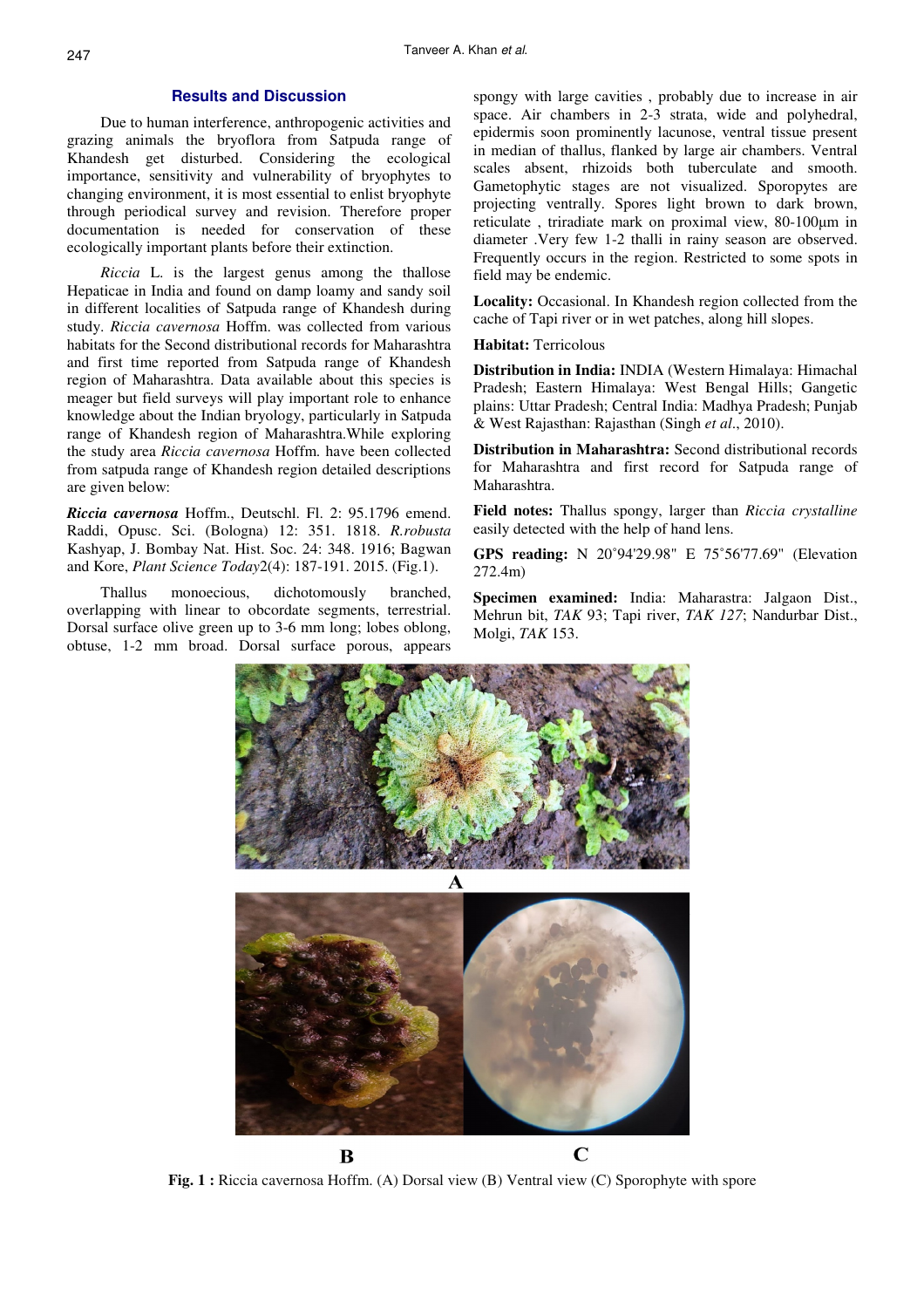## Results and Discussion

Due to human interference, anthropogenic activities and grazing animals the bryoflora from Satpuda range of Khandesh get disturbed. Considering the ecological importance, sensitivity and vulnerability of bryophytes to changing environment, it is most essential to enlist bryophyte through periodical survey and revision. Therefore proper documentation is needed for conservation of these ecologically important plants before their extinction.

*Riccia* L. is the largest genus among the thallose Hepaticae in India and found on damp loamy and sandy soil in different localities of Satpuda range of Khandesh during study. *Riccia cavernosa* Hoffm. was collected from various habitats for the Second distributional records for Maharashtra and first time reported from Satpuda range of Khandesh region of Maharashtra. Data available about this species is meager but field surveys will play important role to enhance knowledge about the Indian bryology, particularly in Satpuda range of Khandesh region of Maharashtra.While exploring the study area *Riccia cavernosa* Hoffm. have been collected from satpuda range of Khandesh region detailed descriptions are given below:

***Riccia cavernosa*** Hoffm., Deutschl. Fl. 2: 95.1796 emend. Raddi, Opusc. Sci. (Bologna) 12: 351. 1818. *R.robusta* Kashyap, J. Bombay Nat. Hist. Soc. 24: 348. 1916; Bagwan and Kore, *Plant Science Today*2(4): 187-191. 2015. (Fig.1).

Thallus monoecious, dichotomously branched, overlapping with linear to obcordate segments, terrestrial. Dorsal surface olive green up to 3-6 mm long; lobes oblong, obtuse, 1-2 mm broad. Dorsal surface porous, appears spongy with large cavities , probably due to increase in air space. Air chambers in 2-3 strata, wide and polyhedral, epidermis soon prominently lacunose, ventral tissue present in median of thallus, flanked by large air chambers. Ventral scales absent, rhizoids both tuberculate and smooth. Gametophytic stages are not visualized. Sporopytes are projecting ventrally. Spores light brown to dark brown, reticulate , triradiate mark on proximal view, 80-100μm in diameter .Very few 1-2 thalli in rainy season are observed. Frequently occurs in the region. Restricted to some spots in field may be endemic.

**Locality:** Occasional. In Khandesh region collected from the cache of Tapi river or in wet patches, along hill slopes.

**Habitat:** Terricolous

**Distribution in India:** INDIA (Western Himalaya: Himachal Pradesh; Eastern Himalaya: West Bengal Hills; Gangetic plains: Uttar Pradesh; Central India: Madhya Pradesh; Punjab & West Rajasthan: Rajasthan (Singh *et al*., 2010).

**Distribution in Maharashtra:** Second distributional records for Maharashtra and first record for Satpuda range of Maharashtra.

**Field notes:** Thallus spongy, larger than *Riccia crystalline* easily detected with the help of hand lens.

**GPS reading:** N 20˚94'29.98" E 75˚56'77.69" (Elevation 272.4m)

**Specimen examined:** India: Maharastra: Jalgaon Dist., Mehrun bit, *TAK* 93; Tapi river, *TAK 127*; Nandurbar Dist., Molgi, *TAK* 153.

**Fig. 1 :** Riccia cavernosa Hoffm. (A) Dorsal view (B) Ventral view (C) Sporophyte with spore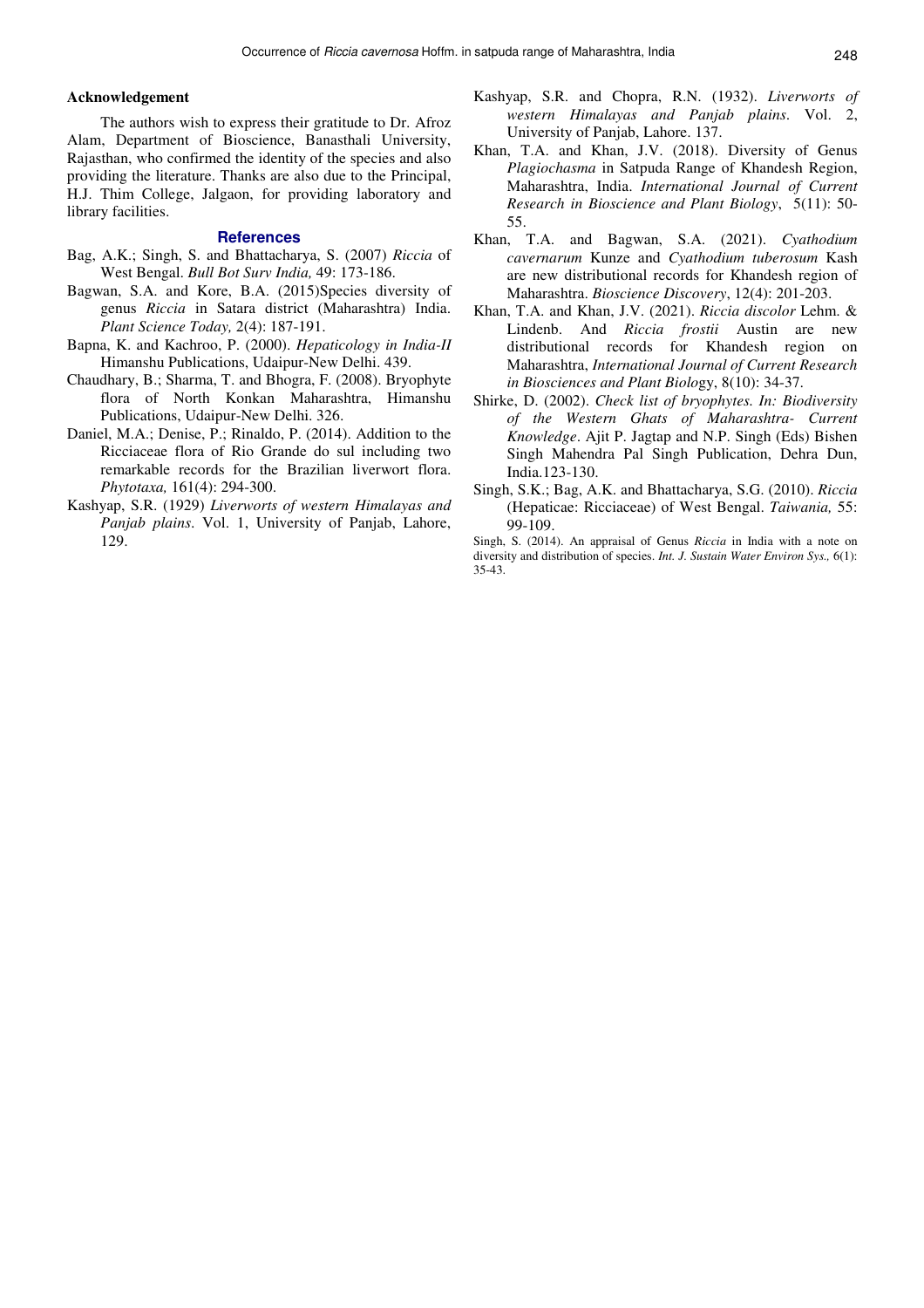## Acknowledgement

The authors wish to express their gratitude to Dr. Afroz Alam, Department of Bioscience, Banasthali University, Rajasthan, who confirmed the identity of the species and also providing the literature. Thanks are also due to the Principal, H.J. Thim College, Jalgaon, for providing laboratory and library facilities.

## References

Bag, A.K.; Singh, S. and Bhattacharya, S. (2007) *Riccia* of West Bengal. *Bull Bot Surv India,* 49: 173-186.

Bagwan, S.A. and Kore, B.A. (2015)Species diversity of genus *Riccia* in Satara district (Maharashtra) India. *Plant Science Today,* 2(4): 187-191.

Bapna, K. and Kachroo, P. (2000). *Hepaticology in India-II* Himanshu Publications, Udaipur-New Delhi. 439.

Chaudhary, B.; Sharma, T. and Bhogra, F. (2008). Bryophyte flora of North Konkan Maharashtra, Himanshu Publications, Udaipur-New Delhi. 326.

Daniel, M.A.; Denise, P.; Rinaldo, P. (2014). Addition to the Ricciaceae flora of Rio Grande do sul including two remarkable records for the Brazilian liverwort flora. *Phytotaxa,* 161(4): 294-300.

Kashyap, S.R. (1929) *Liverworts of western Himalayas and Panjab plains*. Vol. 1, University of Panjab, Lahore, 129.

Kashyap, S.R. and Chopra, R.N. (1932). *Liverworts of western Himalayas and Panjab plains*. Vol. 2, University of Panjab, Lahore. 137.

Khan, T.A. and Khan, J.V. (2018). Diversity of Genus *Plagiochasma* in Satpuda Range of Khandesh Region, Maharashtra, India. *International Journal of Current Research in Bioscience and Plant Biology*, 5(11): 50-55.

Khan, T.A. and Bagwan, S.A. (2021). *Cyathodium cavernarum* Kunze and *Cyathodium tuberosum* Kash are new distributional records for Khandesh region of Maharashtra. *Bioscience Discovery*, 12(4): 201-203.

Khan, T.A. and Khan, J.V. (2021). *Riccia discolor* Lehm. & Lindenb. And *Riccia frostii* Austin are new distributional records for Khandesh region on Maharashtra, *International Journal of Current Research in Biosciences and Plant Biology*, 8(10): 34-37.

Shirke, D. (2002). *Check list of bryophytes. In: Biodiversity of the Western Ghats of Maharashtra- Current Knowledge*. Ajit P. Jagtap and N.P. Singh (Eds) Bishen Singh Mahendra Pal Singh Publication, Dehra Dun, India.123-130.

Singh, S.K.; Bag, A.K. and Bhattacharya, S.G. (2010). *Riccia* (Hepaticae: Ricciaceae) of West Bengal. *Taiwania,* 55: 99-109.

Singh, S. (2014). An appraisal of Genus *Riccia* in India with a note on diversity and distribution of species. *Int. J. Sustain Water Environ Sys.,* 6(1): 35-43.